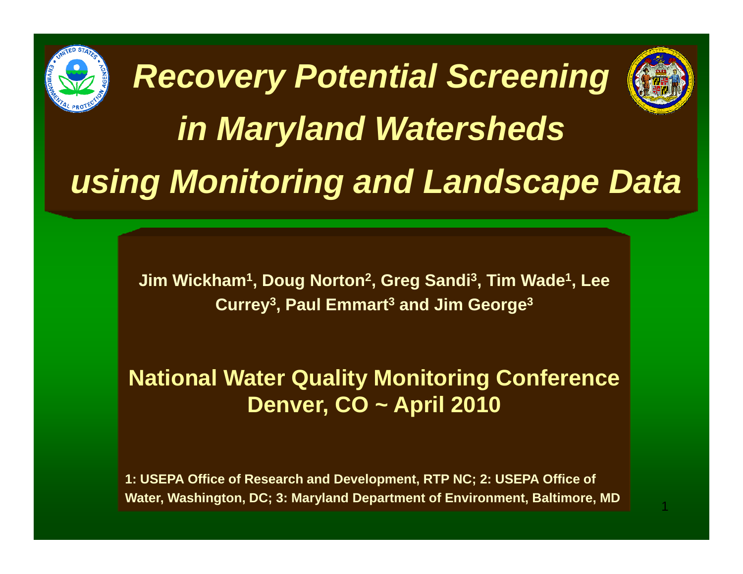# *Recovery Potential Screening in Maryland Watersheds using Monitoring and Landscape Data*

**Jim Wickham[1], Doug Norton[2], Greg Sandi[3], Tim Wade[1], Lee Currey[3], Paul Emmart[3] and Jim George[3]**

**National Water Quality Monitoring Conference**
**Denver, CO ~ April 2010**

**1: USEPA Office of Research and Development, RTP NC; 2: USEPA Office of Water, Washington, DC; 3: Maryland Department of Environment, Baltimore, MD**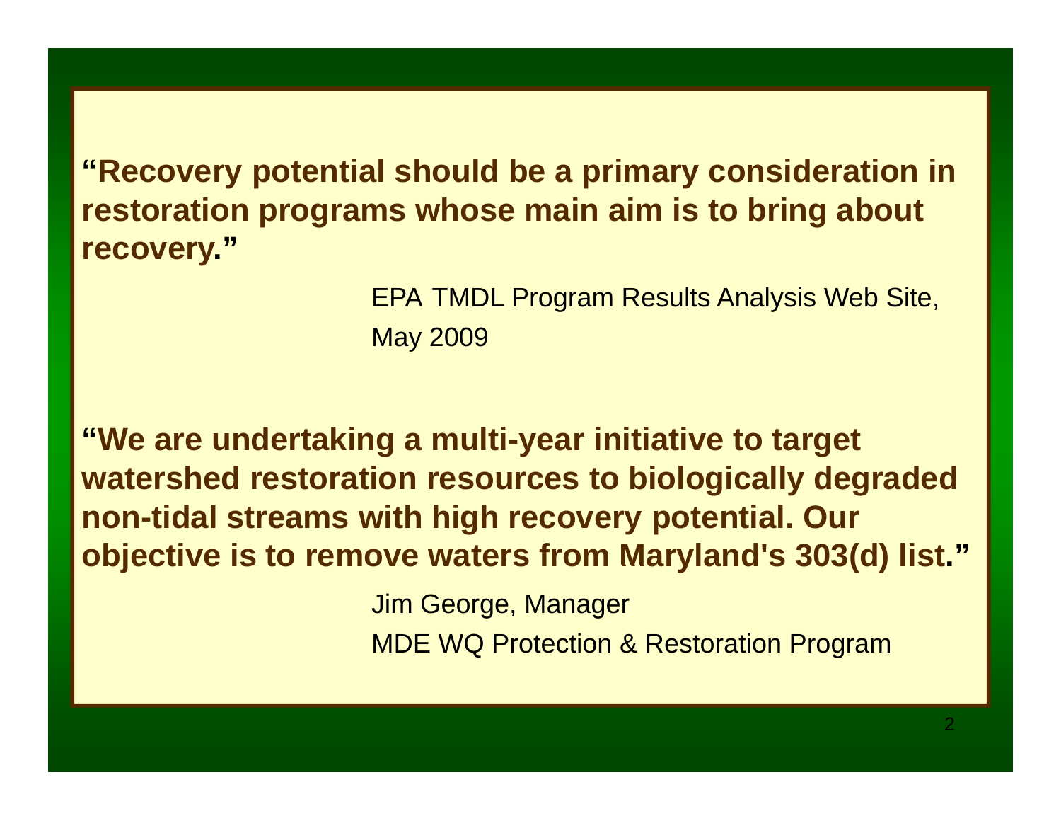**"Recovery potential should be a primary consideration in restoration programs whose main aim is to bring about recovery."**

EPA TMDL Program Results Analysis Web Site,
May 2009

**"We are undertaking a multi-year initiative to target watershed restoration resources to biologically degraded non-tidal streams with high recovery potential. Our objective is to remove waters from Maryland's 303(d) list."**

Jim George, Manager
MDE WQ Protection & Restoration Program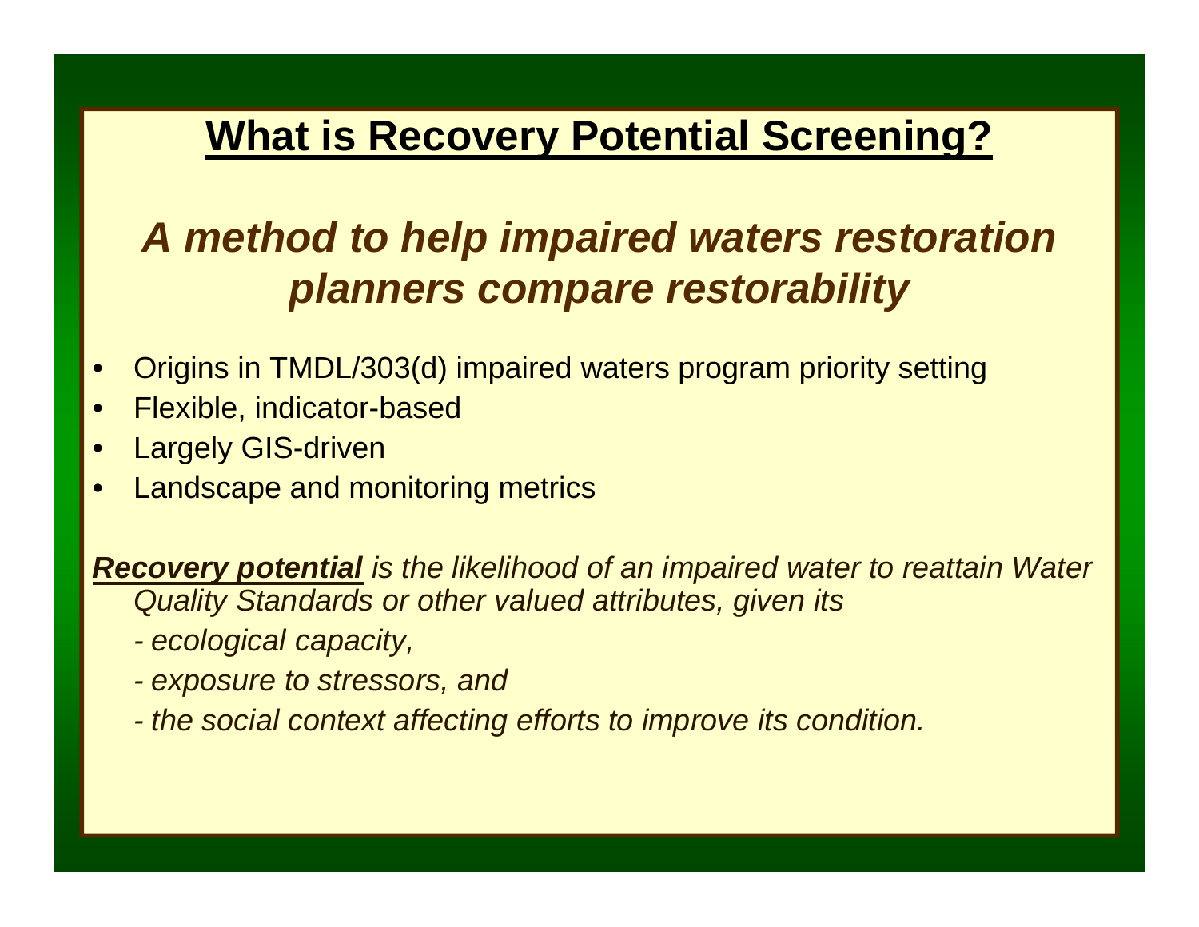# What is Recovery Potential Screening?

## *A method to help impaired waters restoration planners compare restorability*

- Origins in TMDL/303(d) impaired waters program priority setting
- Flexible, indicator-based
- Largely GIS-driven
- Landscape and monitoring metrics

***Recovery potential*** *is the likelihood of an impaired water to reattain Water Quality Standards or other valued attributes, given its*

*- ecological capacity,*

*- exposure to stressors, and*

*- the social context affecting efforts to improve its condition.*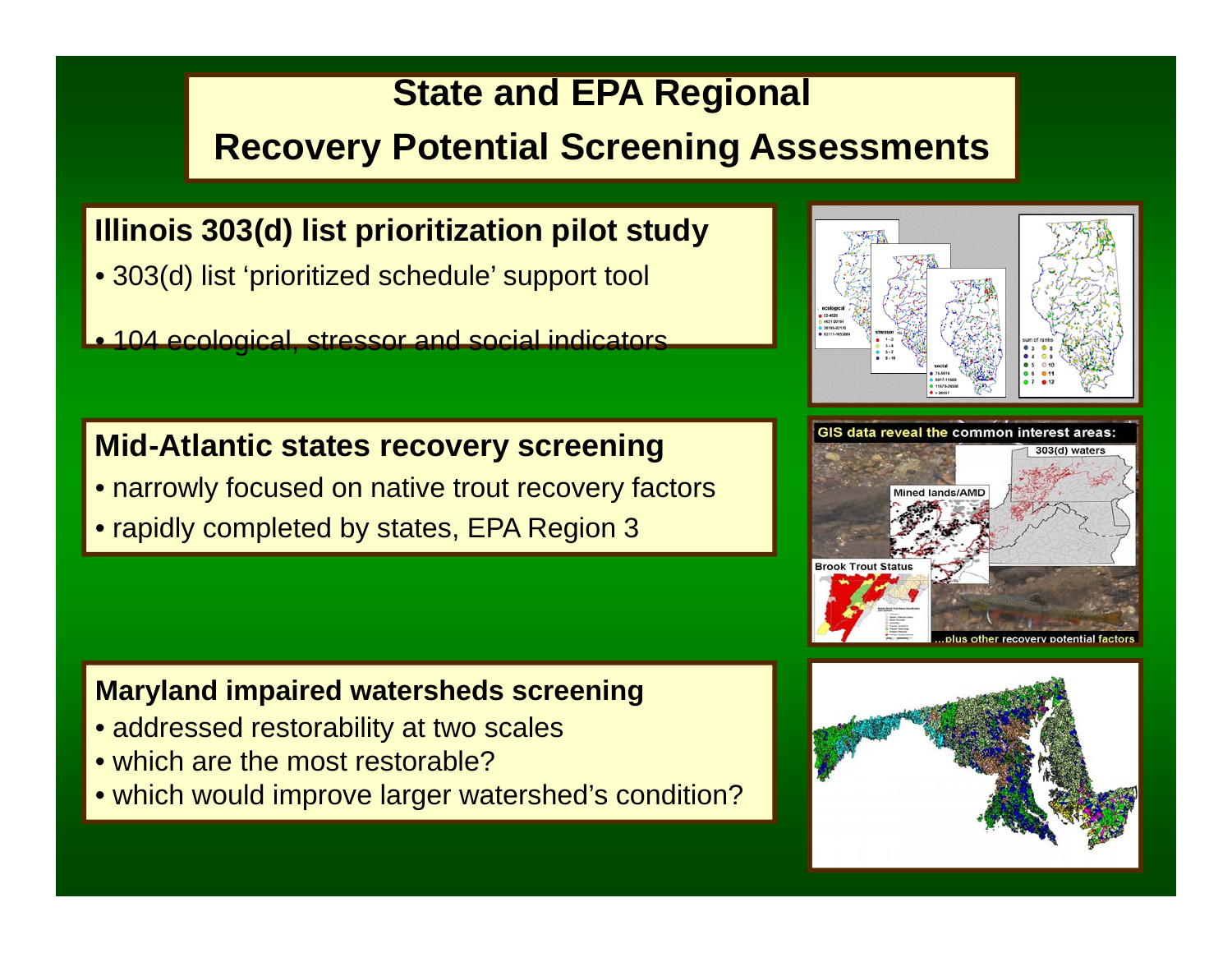# State and EPA Regional Recovery Potential Screening Assessments

## Illinois 303(d) list prioritization pilot study

- 303(d) list 'prioritized schedule' support tool
- 104 ecological, stressor and social indicators

## Mid-Atlantic states recovery screening

- narrowly focused on native trout recovery factors
- rapidly completed by states, EPA Region 3

## Maryland impaired watersheds screening

- addressed restorability at two scales
- which are the most restorable?
- which would improve larger watershed's condition?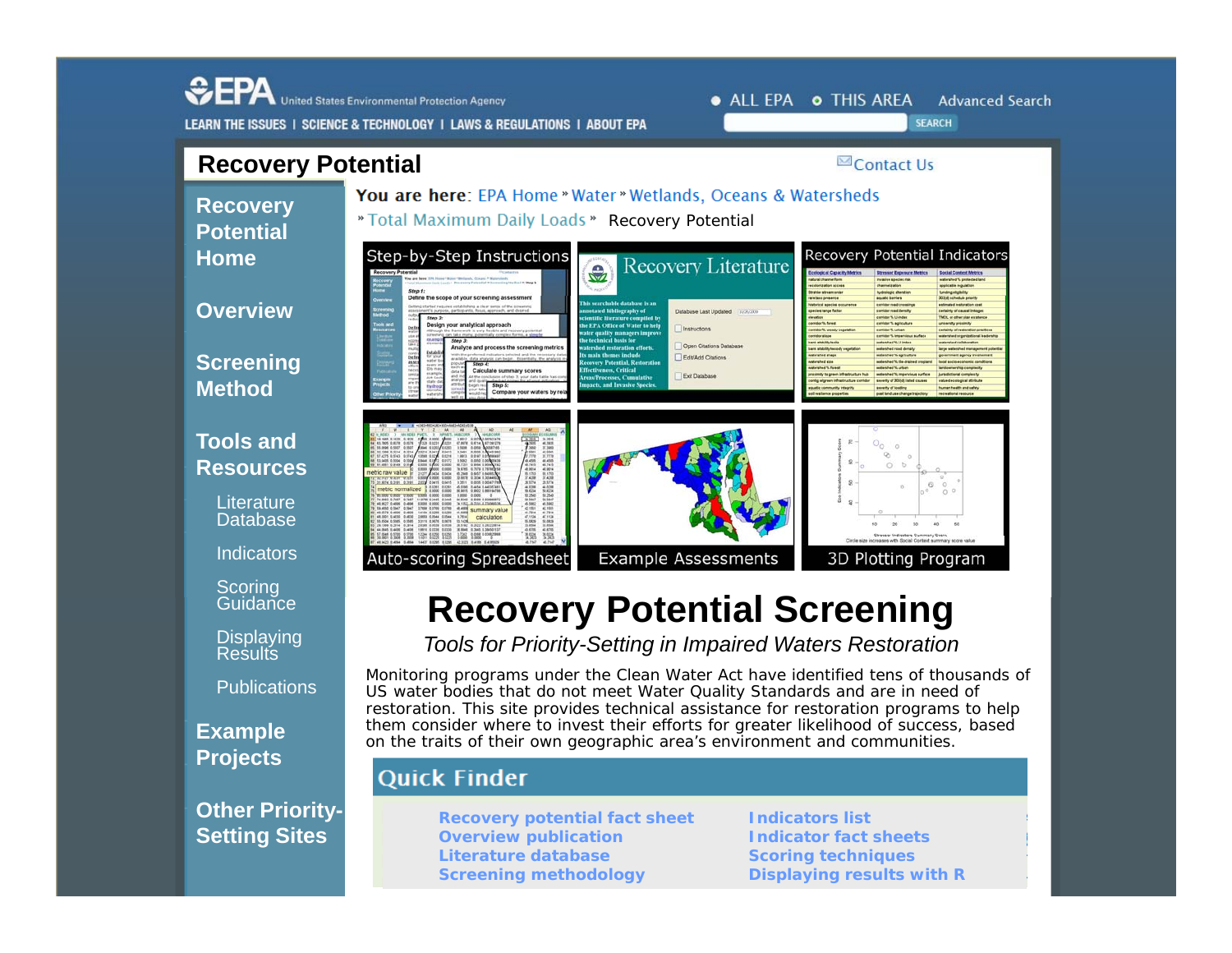EPA United States Environmental Protection Agency

LEARN THE ISSUES | SCIENCE & TECHNOLOGY | LAWS & REGULATIONS | ABOUT EPA

ALL EPA THIS AREA Advanced Search

SEARCH

# Recovery Potential

Contact Us

**Recovery Potential Home**

**Overview**

**Screening Method**

**Tools and Resources**

- Literature Database
- Indicators
- Scoring Guidance
- Displaying Results
- Publications

**Example Projects**

**Other Priority-Setting Sites**

**You are here:** EPA Home » Water » Wetlands, Oceans & Watersheds » Total Maximum Daily Loads » Recovery Potential

Step-by-Step Instructions | Recovery Literature | Recovery Potential Indicators

Auto-scoring Spreadsheet | Example Assessments | 3D Plotting Program

# Recovery Potential Screening

*Tools for Priority-Setting in Impaired Waters Restoration*

Monitoring programs under the Clean Water Act have identified tens of thousands of US water bodies that do not meet Water Quality Standards and are in need of restoration. This site provides technical assistance for restoration programs to help them consider where to invest their efforts for greater likelihood of success, based on the traits of their own geographic area's environment and communities.

## Quick Finder

- Recovery potential fact sheet
- Overview publication
- Literature database
- Screening methodology
- Indicators list
- Indicator fact sheets
- Scoring techniques
- Displaying results with R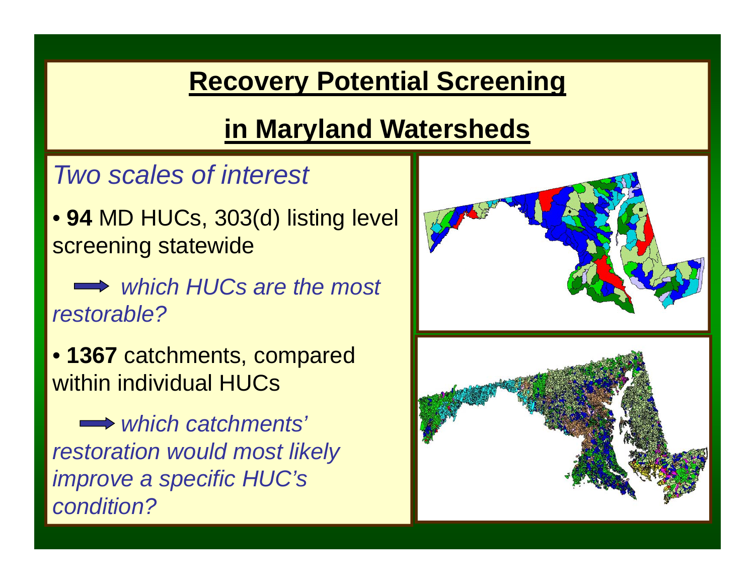# Recovery Potential Screening

# in Maryland Watersheds

*Two scales of interest*

- **94** MD HUCs, 303(d) listing level screening statewide

  ➡ *which HUCs are the most restorable?*

- **1367** catchments, compared within individual HUCs

  ➡ *which catchments' restoration would most likely improve a specific HUC's condition?*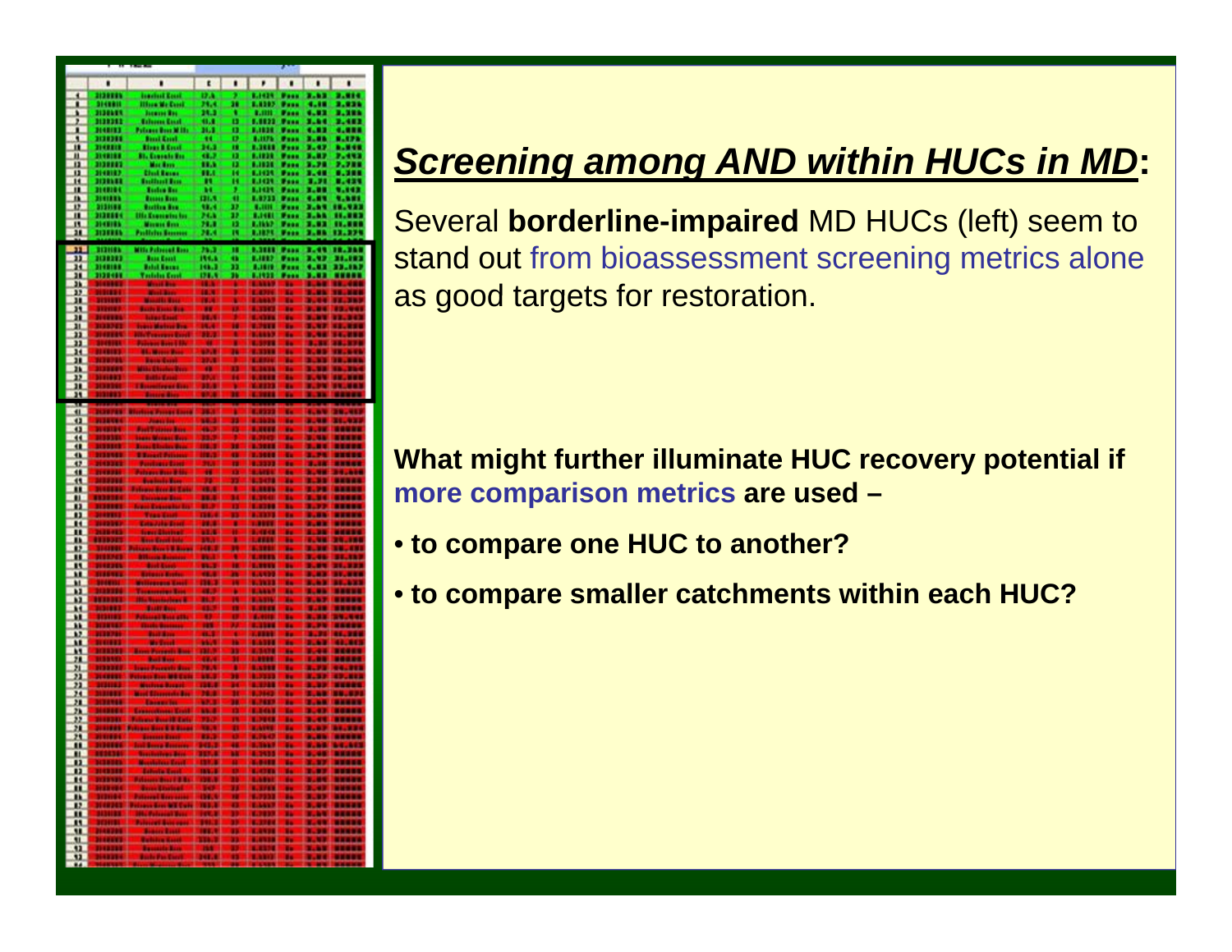## *Screening among AND within HUCs in MD*:

Several **borderline-impaired** MD HUCs (left) seem to stand out from bioassessment screening metrics alone as good targets for restoration.

**What might further illuminate HUC recovery potential if more comparison metrics are used –**

- **to compare one HUC to another?**
- **to compare smaller catchments within each HUC?**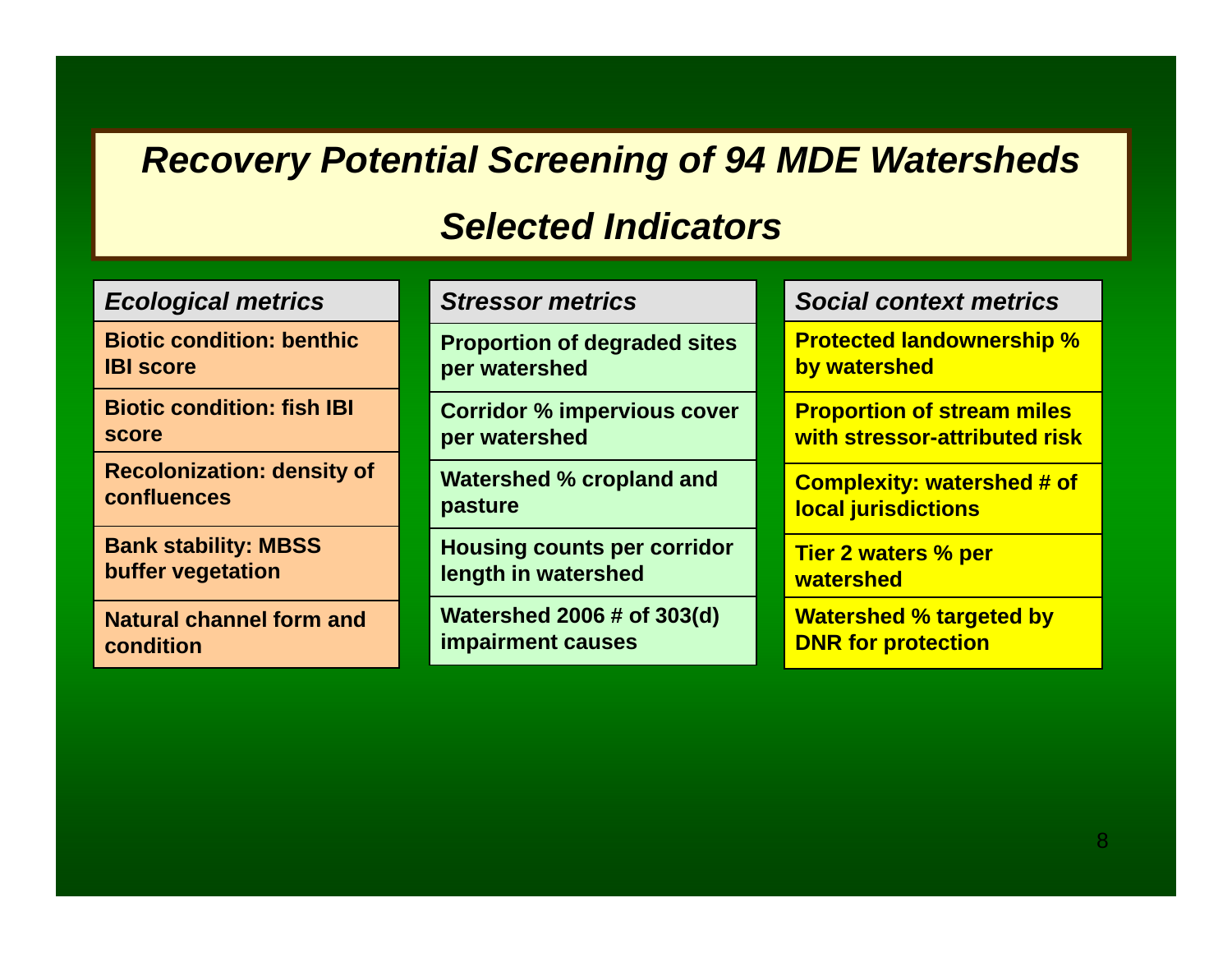# *Recovery Potential Screening of 94 MDE Watersheds*

## *Selected Indicators*

| *Ecological metrics* | *Stressor metrics* | *Social context metrics* |
|---|---|---|
| **Biotic condition: benthic IBI score** | **Proportion of degraded sites per watershed** | **Protected landownership % by watershed** |
| **Biotic condition: fish IBI score** | **Corridor % impervious cover per watershed** | **Proportion of stream miles with stressor-attributed risk** |
| **Recolonization: density of confluences** | **Watershed % cropland and pasture** | **Complexity: watershed # of local jurisdictions** |
| **Bank stability: MBSS buffer vegetation** | **Housing counts per corridor length in watershed** | **Tier 2 waters % per watershed** |
| **Natural channel form and condition** | **Watershed 2006 # of 303(d) impairment causes** | **Watershed % targeted by DNR for protection** |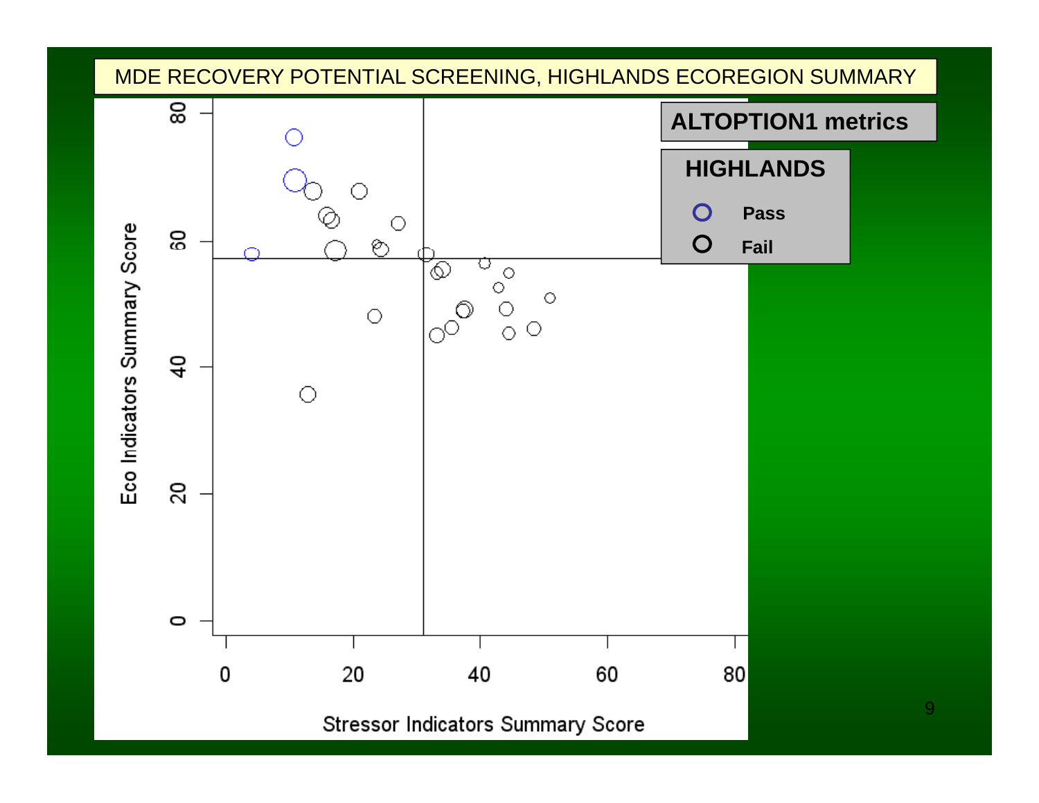# MDE RECOVERY POTENTIAL SCREENING, HIGHLANDS ECOREGION SUMMARY

**ALTOPTION1 metrics**

**HIGHLANDS**

- **Pass**
- **Fail**

Eco Indicators Summary Score

Stressor Indicators Summary Score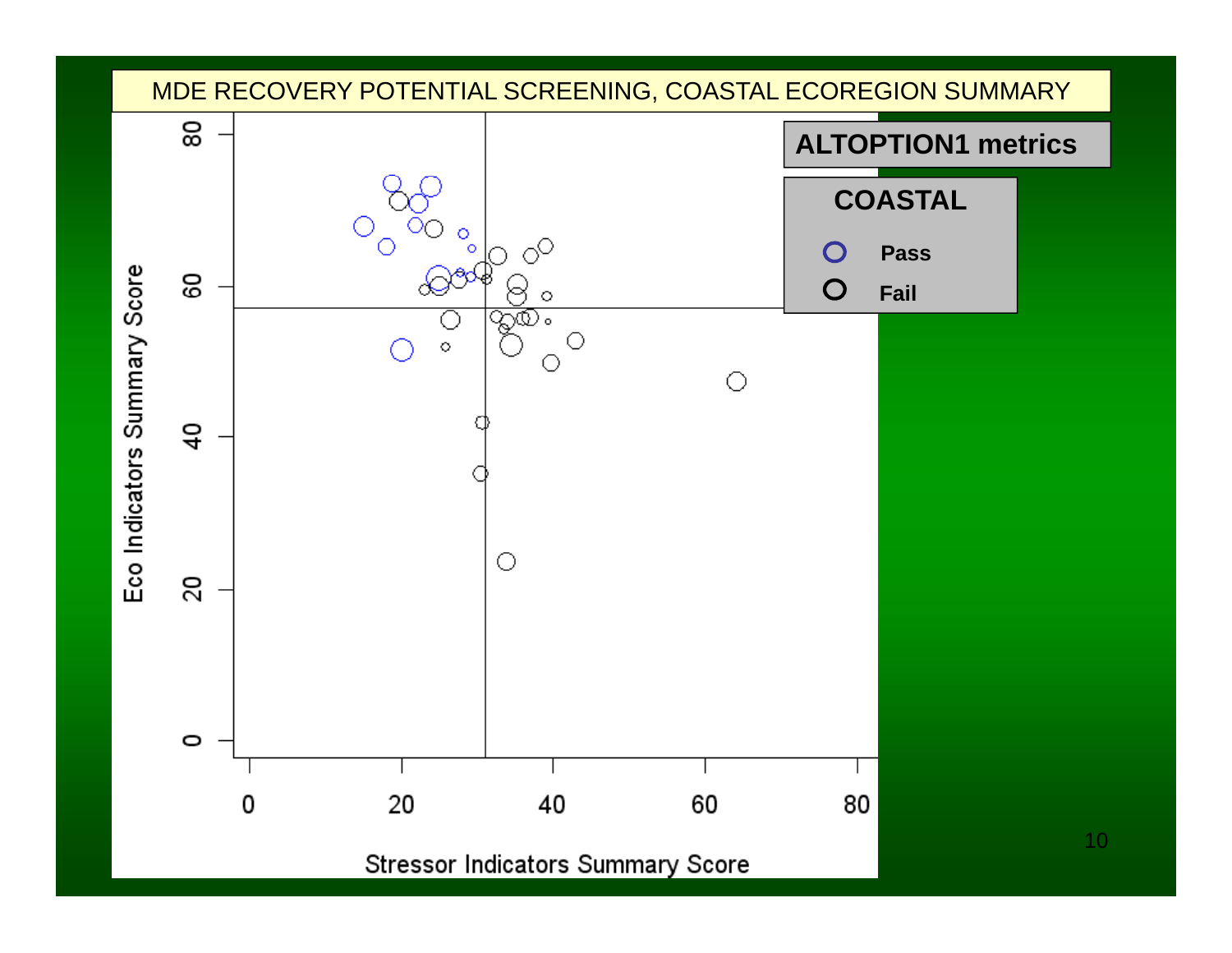# MDE RECOVERY POTENTIAL SCREENING, COASTAL ECOREGION SUMMARY

**ALTOPTION1 metrics**

**COASTAL**

- O **Pass**
- O **Fail**

Eco Indicators Summary Score (y-axis: 0, 20, 40, 60, 80)

Stressor Indicators Summary Score (x-axis: 0, 20, 40, 60, 80)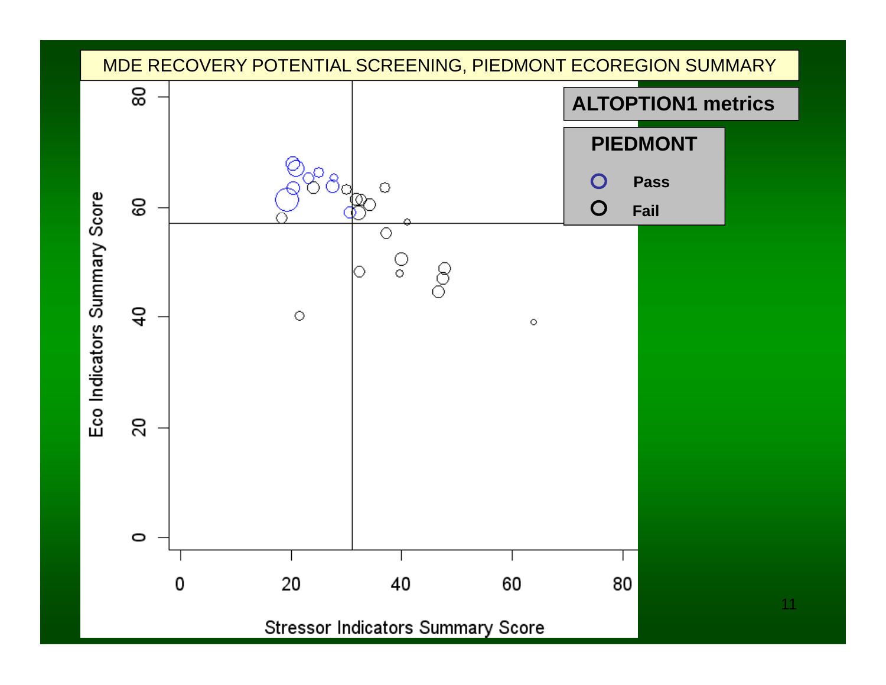# MDE RECOVERY POTENTIAL SCREENING, PIEDMONT ECOREGION SUMMARY

**ALTOPTION1 metrics**

**PIEDMONT**

- **Pass**
- **Fail**

Eco Indicators Summary Score

Stressor Indicators Summary Score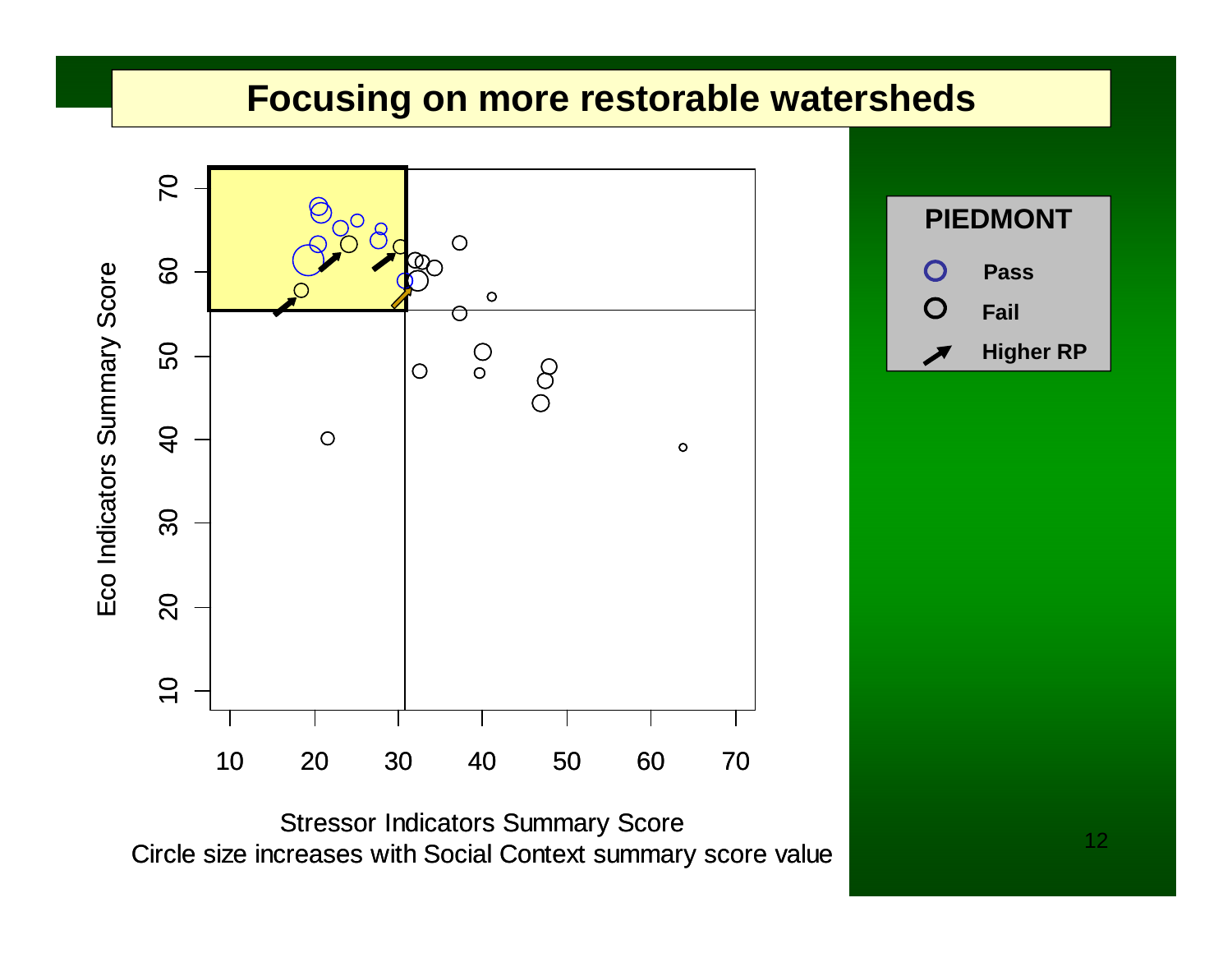# Focusing on more restorable watersheds

**PIEDMONT**

- **Pass**
- **Fail**
- **Higher RP**

Eco Indicators Summary Score

Stressor Indicators Summary Score

Circle size increases with Social Context summary score value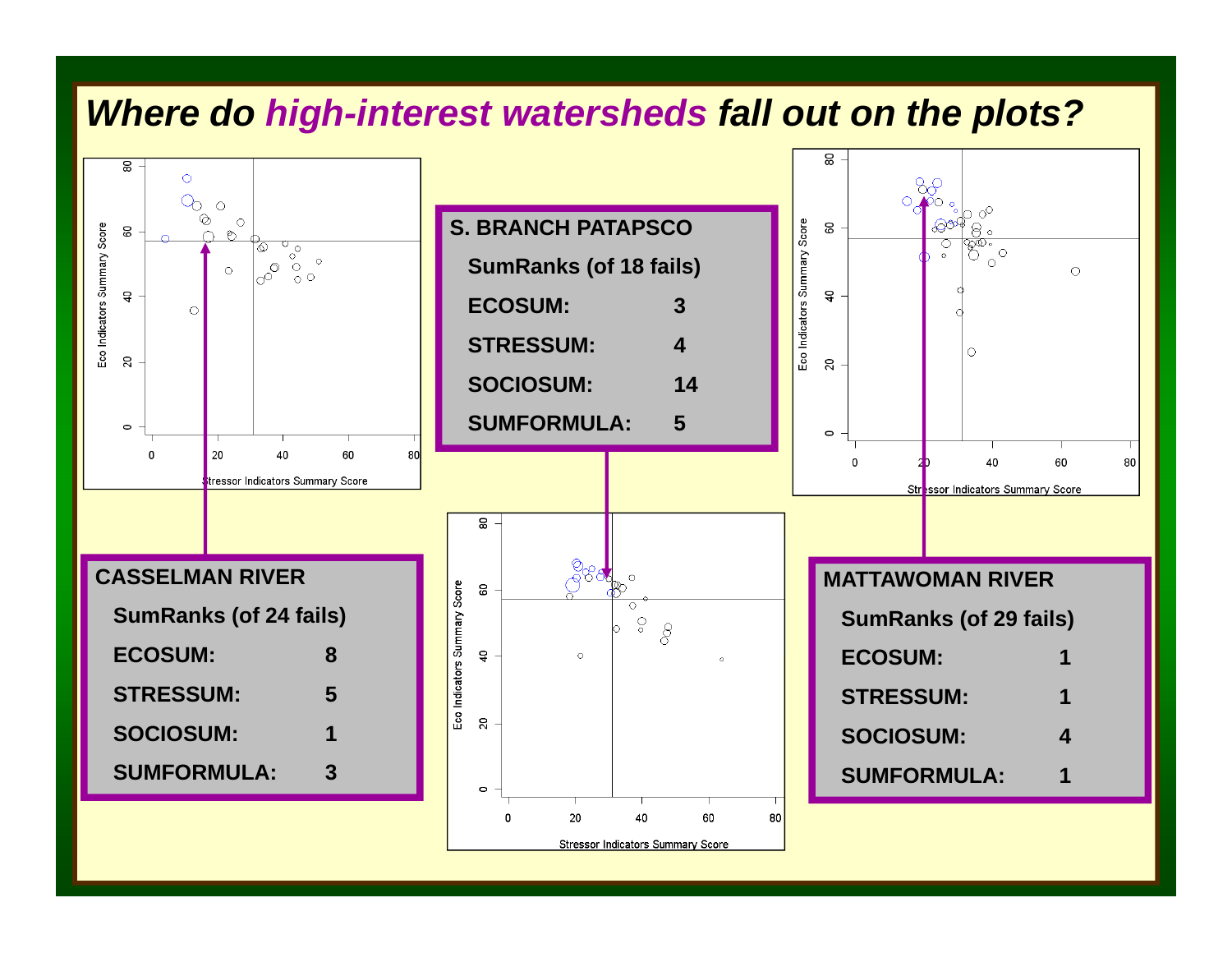# *Where do high-interest watersheds fall out on the plots?*

**CASSELMAN RIVER**

| SumRanks (of 24 fails) | |
|---|---|
| ECOSUM: | 8 |
| STRESSUM: | 5 |
| SOCIOSUM: | 1 |
| SUMFORMULA: | 3 |

**S. BRANCH PATAPSCO**

| SumRanks (of 18 fails) | |
|---|---|
| ECOSUM: | 3 |
| STRESSUM: | 4 |
| SOCIOSUM: | 14 |
| SUMFORMULA: | 5 |

**MATTAWOMAN RIVER**

| SumRanks (of 29 fails) | |
|---|---|
| ECOSUM: | 1 |
| STRESSUM: | 1 |
| SOCIOSUM: | 4 |
| SUMFORMULA: | 1 |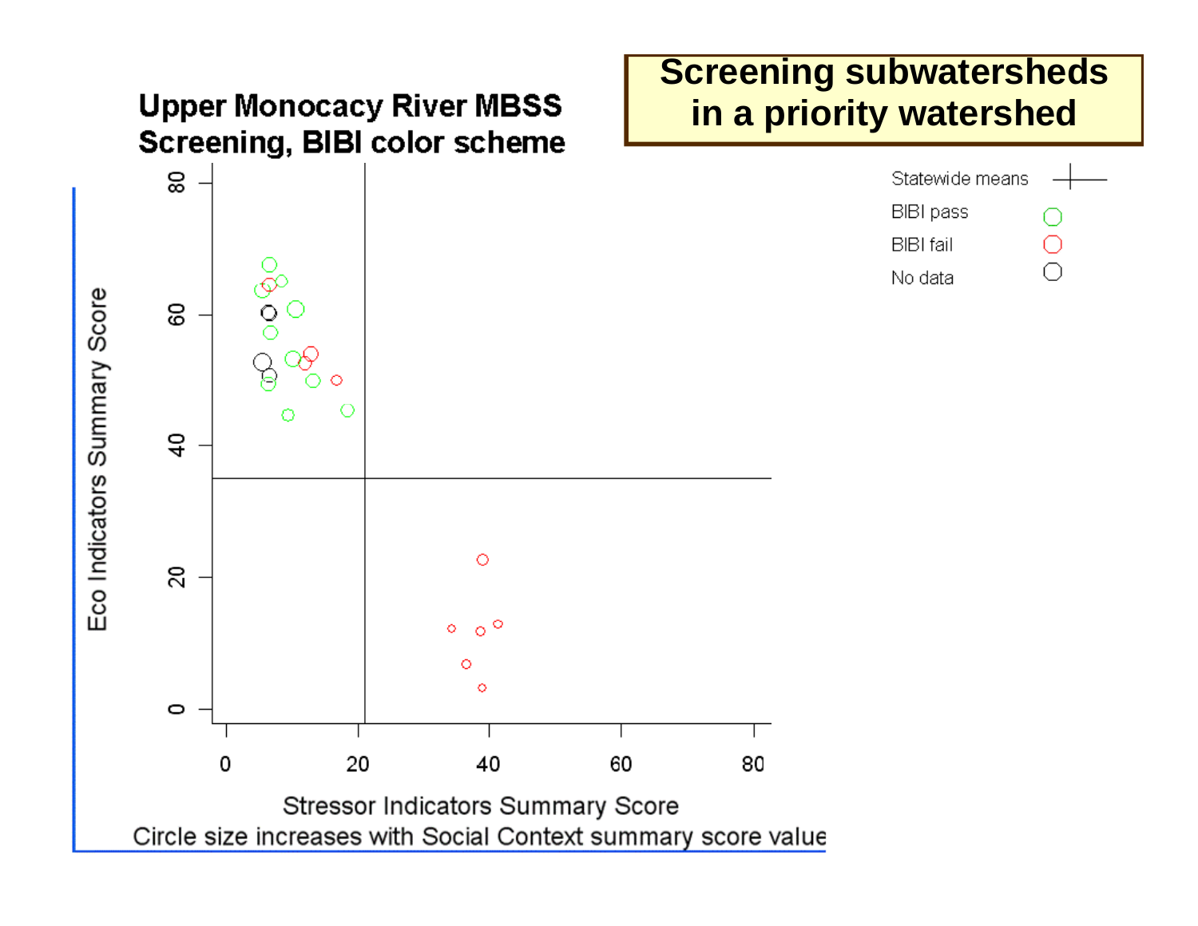# Screening subwatersheds in a priority watershed

## Upper Monocacy River MBSS Screening, BIBI color scheme

Statewide means

BIBI pass

BIBI fail

No data

Eco Indicators Summary Score

Stressor Indicators Summary Score

Circle size increases with Social Context summary score value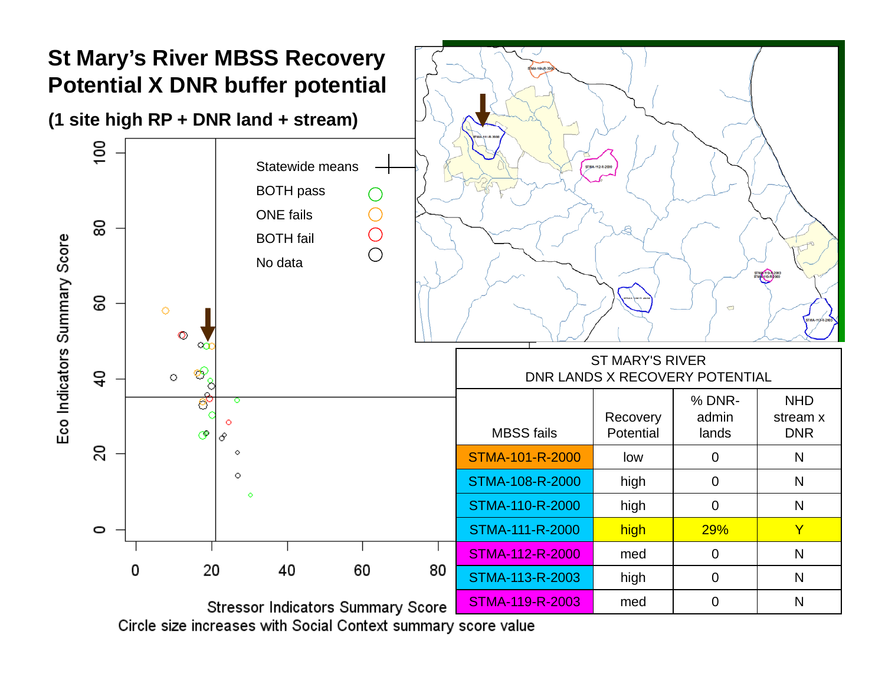# St Mary's River MBSS Recovery Potential X DNR buffer potential

**(1 site high RP + DNR land + stream)**

Statewide means
BOTH pass
ONE fails
BOTH fail
No data

Eco Indicators Summary Score

Stressor Indicators Summary Score

Circle size increases with Social Context summary score value

| ST MARY'S RIVER DNR LANDS X RECOVERY POTENTIAL | | | |
|---|---|---|---|
| MBSS fails | Recovery Potential | % DNR-admin lands | NHD stream x DNR |
| STMA-101-R-2000 | low | 0 | N |
| STMA-108-R-2000 | high | 0 | N |
| STMA-110-R-2000 | high | 0 | N |
| STMA-111-R-2000 | high | 29% | Y |
| STMA-112-R-2000 | med | 0 | N |
| STMA-113-R-2003 | high | 0 | N |
| STMA-119-R-2003 | med | 0 | N |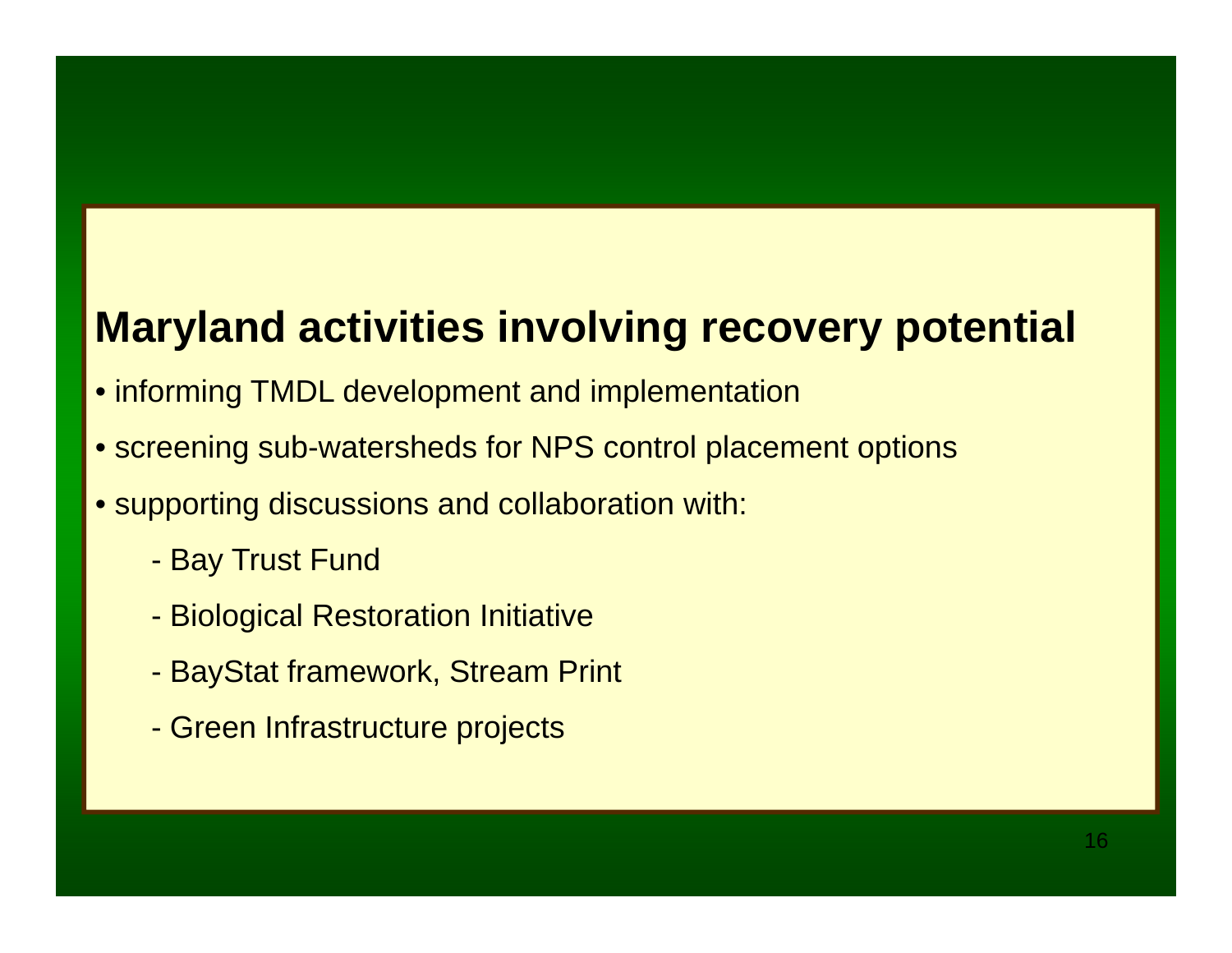# Maryland activities involving recovery potential

- informing TMDL development and implementation
- screening sub-watersheds for NPS control placement options
- supporting discussions and collaboration with:
  - Bay Trust Fund
  - Biological Restoration Initiative
  - BayStat framework, Stream Print
  - Green Infrastructure projects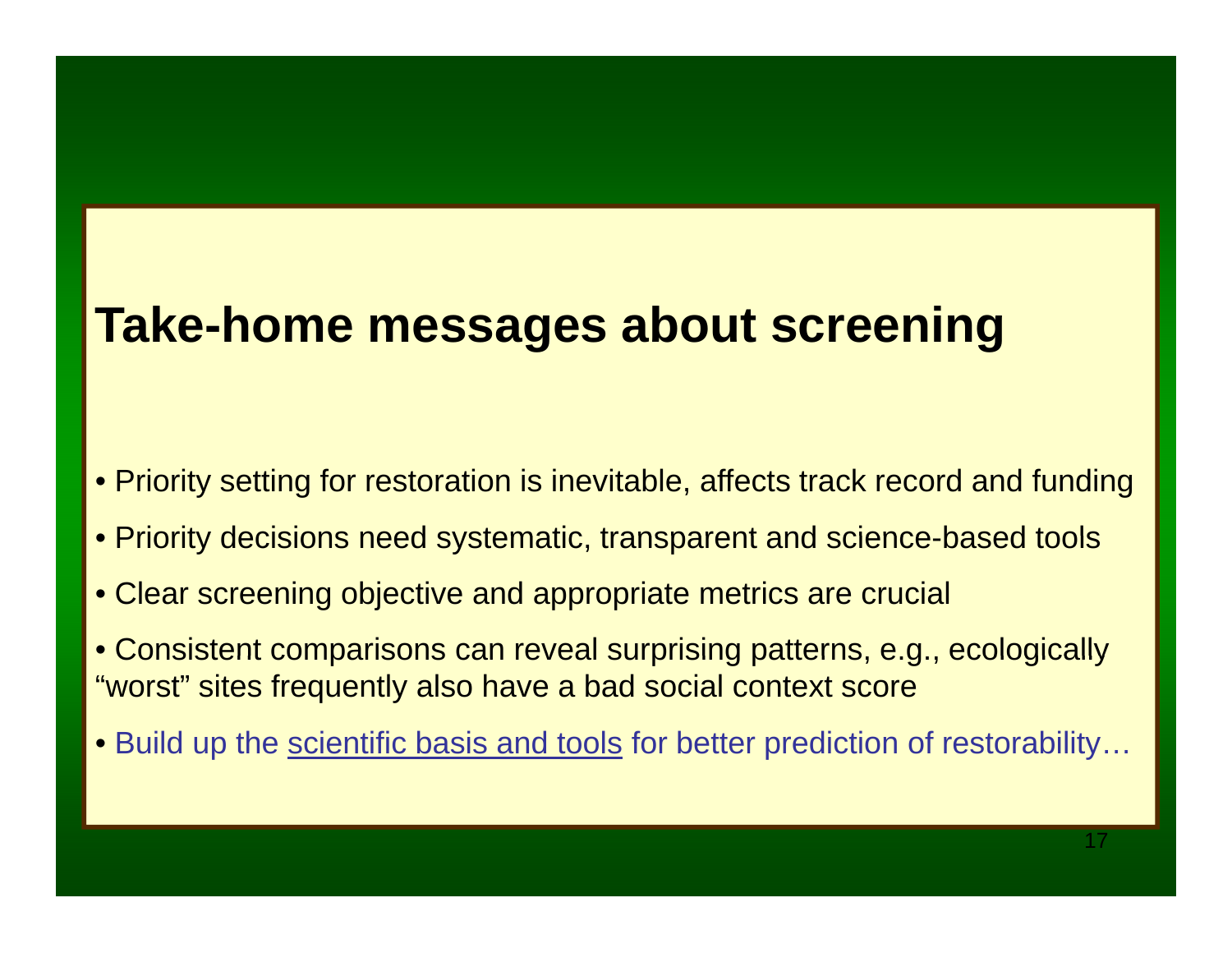# Take-home messages about screening

- Priority setting for restoration is inevitable, affects track record and funding
- Priority decisions need systematic, transparent and science-based tools
- Clear screening objective and appropriate metrics are crucial
- Consistent comparisons can reveal surprising patterns, e.g., ecologically "worst" sites frequently also have a bad social context score
- Build up the scientific basis and tools for better prediction of restorability…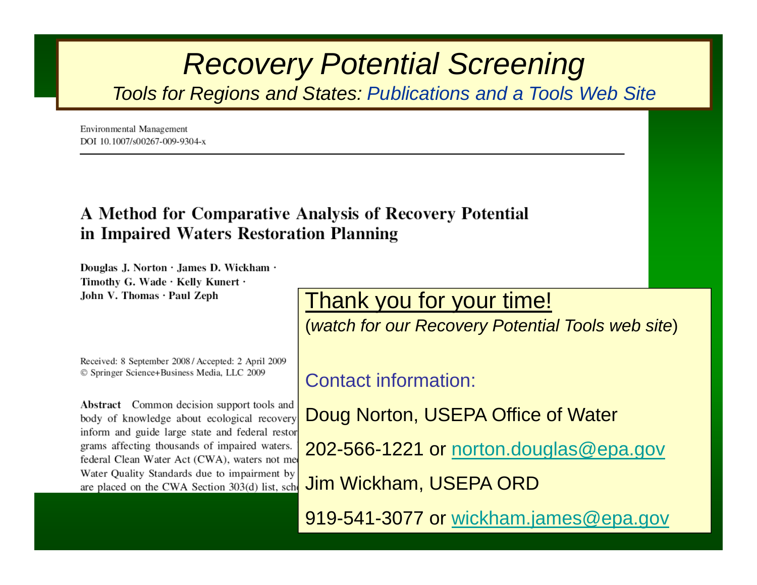# *Recovery Potential Screening*

*Tools for Regions and States: Publications and a Tools Web Site*

Environmental Management
DOI 10.1007/s00267-009-9304-x

## A Method for Comparative Analysis of Recovery Potential in Impaired Waters Restoration Planning

**Douglas J. Norton · James D. Wickham · Timothy G. Wade · Kelly Kunert · John V. Thomas · Paul Zeph**

Received: 8 September 2008 / Accepted: 2 April 2009
© Springer Science+Business Media, LLC 2009

**Abstract** Common decision support tools and body of knowledge about ecological recovery inform and guide large state and federal restor grams affecting thousands of impaired waters. federal Clean Water Act (CWA), waters not me Water Quality Standards due to impairment by are placed on the CWA Section 303(d) list, sch

Thank you for your time!

(*watch for our Recovery Potential Tools web site*)

Contact information:

Doug Norton, USEPA Office of Water

202-566-1221 or norton.douglas@epa.gov

Jim Wickham, USEPA ORD

919-541-3077 or wickham.james@epa.gov